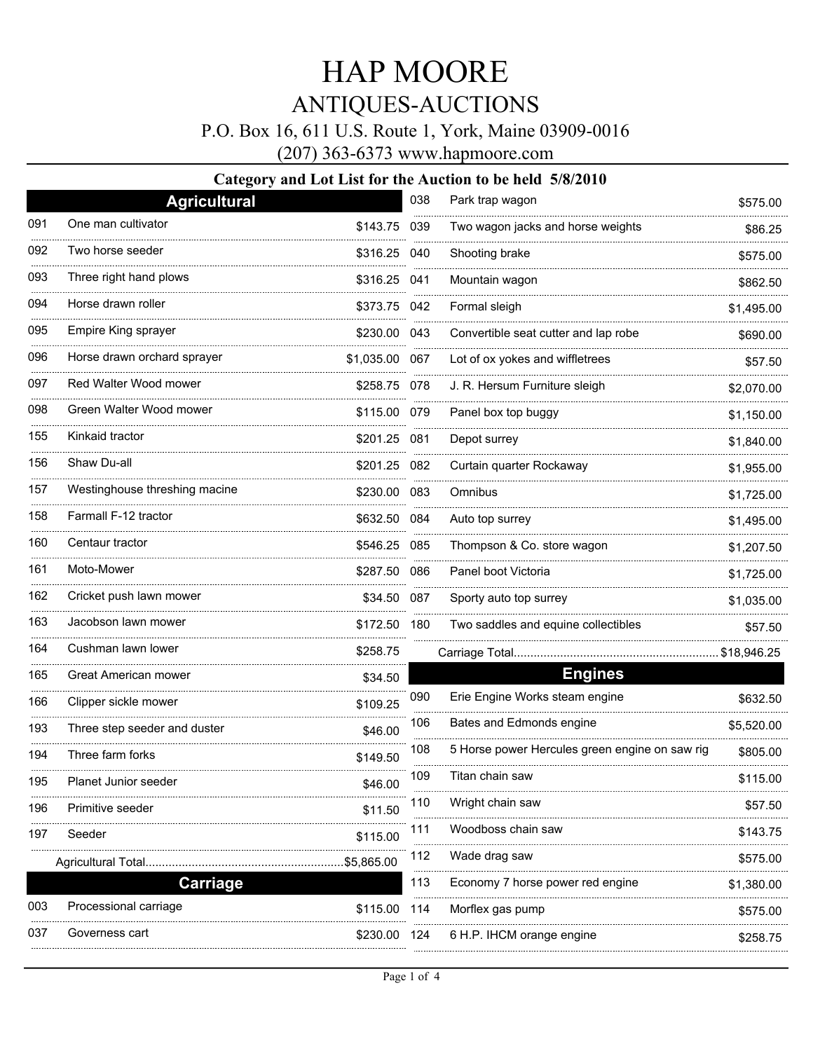# HAP MOORE

## ANTIQUES-AUCTIONS

P.O. Box 16, 611 U.S. Route 1, York, Maine 03909-0016

(207) 363-6373 www.hapmoore.com

### Category and Lot List for the Auction to be held 5/8/2010

## Agricultural

| Lot | Description | Price |
|---|---|---|
| 091 | One man cultivator | $143.75 |
| 092 | Two horse seeder | $316.25 |
| 093 | Three right hand plows | $316.25 |
| 094 | Horse drawn roller | $373.75 |
| 095 | Empire King sprayer | $230.00 |
| 096 | Horse drawn orchard sprayer | $1,035.00 |
| 097 | Red Walter Wood mower | $258.75 |
| 098 | Green Walter Wood mower | $115.00 |
| 155 | Kinkaid tractor | $201.25 |
| 156 | Shaw Du-all | $201.25 |
| 157 | Westinghouse threshing macine | $230.00 |
| 158 | Farmall F-12 tractor | $632.50 |
| 160 | Centaur tractor | $546.25 |
| 161 | Moto-Mower | $287.50 |
| 162 | Cricket push lawn mower | $34.50 |
| 163 | Jacobson lawn mower | $172.50 |
| 164 | Cushman lawn lower | $258.75 |
| 165 | Great American mower | $34.50 |
| 166 | Clipper sickle mower | $109.25 |
| 193 | Three step seeder and duster | $46.00 |
| 194 | Three farm forks | $149.50 |
| 195 | Planet Junior seeder | $46.00 |
| 196 | Primitive seeder | $11.50 |
| 197 | Seeder | $115.00 |

Agricultural Total............................................................$5,865.00

## Carriage

| Lot | Description | Price |
|---|---|---|
| 003 | Processional carriage | $115.00 |
| 037 | Governess cart | $230.00 |
| 038 | Park trap wagon | $575.00 |
| 039 | Two wagon jacks and horse weights | $86.25 |
| 040 | Shooting brake | $575.00 |
| 041 | Mountain wagon | $862.50 |
| 042 | Formal sleigh | $1,495.00 |
| 043 | Convertible seat cutter and lap robe | $690.00 |
| 067 | Lot of ox yokes and wiffletrees | $57.50 |
| 078 | J. R. Hersum Furniture sleigh | $2,070.00 |
| 079 | Panel box top buggy | $1,150.00 |
| 081 | Depot surrey | $1,840.00 |
| 082 | Curtain quarter Rockaway | $1,955.00 |
| 083 | Omnibus | $1,725.00 |
| 084 | Auto top surrey | $1,495.00 |
| 085 | Thompson & Co. store wagon | $1,207.50 |
| 086 | Panel boot Victoria | $1,725.00 |
| 087 | Sporty auto top surrey | $1,035.00 |
| 180 | Two saddles and equine collectibles | $57.50 |

Carriage Total.............................................................$18,946.25

## Engines

| Lot | Description | Price |
|---|---|---|
| 090 | Erie Engine Works steam engine | $632.50 |
| 106 | Bates and Edmonds engine | $5,520.00 |
| 108 | 5 Horse power Hercules green engine on saw rig | $805.00 |
| 109 | Titan chain saw | $115.00 |
| 110 | Wright chain saw | $57.50 |
| 111 | Woodboss chain saw | $143.75 |
| 112 | Wade drag saw | $575.00 |
| 113 | Economy 7 horse power red engine | $1,380.00 |
| 114 | Morflex gas pump | $575.00 |
| 124 | 6 H.P. IHCM orange engine | $258.75 |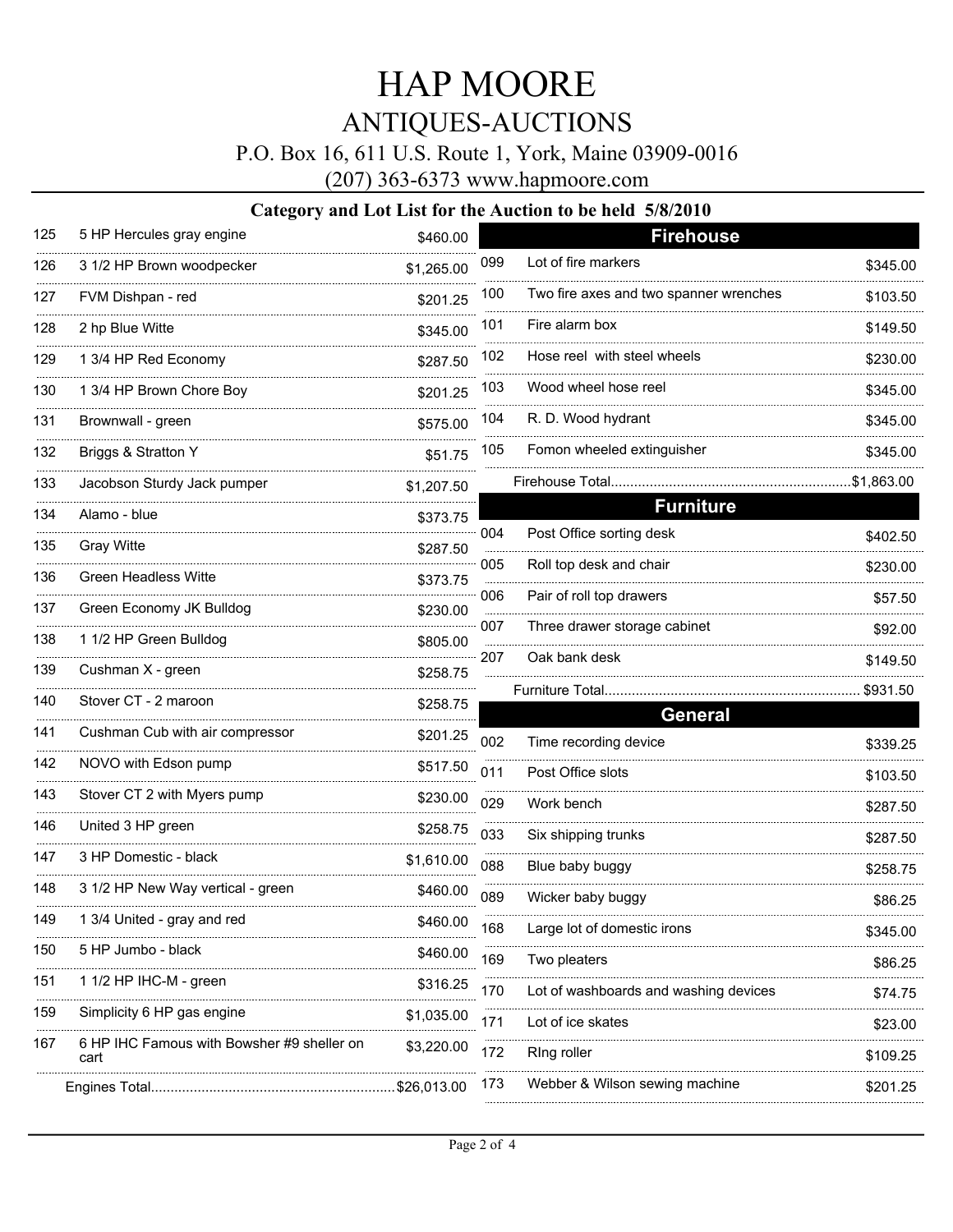# HAP MOORE

## ANTIQUES-AUCTIONS

P.O. Box 16, 611 U.S. Route 1, York, Maine 03909-0016

(207) 363-6373 www.hapmoore.com

### Category and Lot List for the Auction to be held 5/8/2010

| Lot | Description | Price |
|---|---|---|
| 125 | 5 HP Hercules gray engine | $460.00 |
| 126 | 3 1/2 HP Brown woodpecker | $1,265.00 |
| 127 | FVM Dishpan - red | $201.25 |
| 128 | 2 hp Blue Witte | $345.00 |
| 129 | 1 3/4 HP Red Economy | $287.50 |
| 130 | 1 3/4 HP Brown Chore Boy | $201.25 |
| 131 | Brownwall - green | $575.00 |
| 132 | Briggs & Stratton Y | $51.75 |
| 133 | Jacobson Sturdy Jack pumper | $1,207.50 |
| 134 | Alamo - blue | $373.75 |
| 135 | Gray Witte | $287.50 |
| 136 | Green Headless Witte | $373.75 |
| 137 | Green Economy JK Bulldog | $230.00 |
| 138 | 1 1/2 HP Green Bulldog | $805.00 |
| 139 | Cushman X - green | $258.75 |
| 140 | Stover CT - 2 maroon | $258.75 |
| 141 | Cushman Cub with air compressor | $201.25 |
| 142 | NOVO with Edson pump | $517.50 |
| 143 | Stover CT 2 with Myers pump | $230.00 |
| 146 | United 3 HP green | $258.75 |
| 147 | 3 HP Domestic - black | $1,610.00 |
| 148 | 3 1/2 HP New Way vertical - green | $460.00 |
| 149 | 1 3/4 United - gray and red | $460.00 |
| 150 | 5 HP Jumbo - black | $460.00 |
| 151 | 1 1/2 HP IHC-M - green | $316.25 |
| 159 | Simplicity 6 HP gas engine | $1,035.00 |
| 167 | 6 HP IHC Famous with Bowsher #9 sheller on cart | $3,220.00 |

Engines Total........................................................$26,013.00

## Firehouse

| Lot | Description | Price |
|---|---|---|
| 099 | Lot of fire markers | $345.00 |
| 100 | Two fire axes and two spanner wrenches | $103.50 |
| 101 | Fire alarm box | $149.50 |
| 102 | Hose reel with steel wheels | $230.00 |
| 103 | Wood wheel hose reel | $345.00 |
| 104 | R. D. Wood hydrant | $345.00 |
| 105 | Fomon wheeled extinguisher | $345.00 |

Firehouse Total........................................................$1,863.00

## Furniture

| Lot | Description | Price |
|---|---|---|
| 004 | Post Office sorting desk | $402.50 |
| 005 | Roll top desk and chair | $230.00 |
| 006 | Pair of roll top drawers | $57.50 |
| 007 | Three drawer storage cabinet | $92.00 |
| 207 | Oak bank desk | $149.50 |

Furniture Total........................................................ $931.50

## General

| Lot | Description | Price |
|---|---|---|
| 002 | Time recording device | $339.25 |
| 011 | Post Office slots | $103.50 |
| 029 | Work bench | $287.50 |
| 033 | Six shipping trunks | $287.50 |
| 088 | Blue baby buggy | $258.75 |
| 089 | Wicker baby buggy | $86.25 |
| 168 | Large lot of domestic irons | $345.00 |
| 169 | Two pleaters | $86.25 |
| 170 | Lot of washboards and washing devices | $74.75 |
| 171 | Lot of ice skates | $23.00 |
| 172 | RIng roller | $109.25 |
| 173 | Webber & Wilson sewing machine | $201.25 |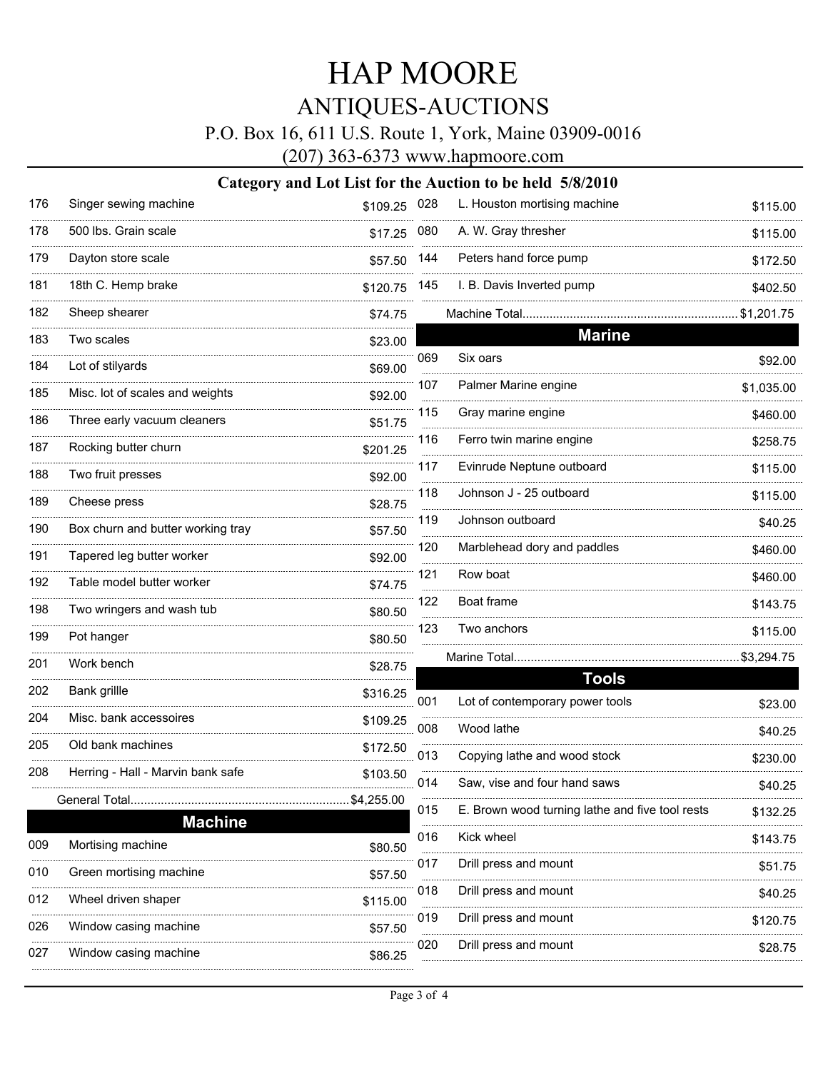# HAP MOORE

## ANTIQUES-AUCTIONS

P.O. Box 16, 611 U.S. Route 1, York, Maine 03909-0016

(207) 363-6373 www.hapmoore.com

### Category and Lot List for the Auction to be held 5/8/2010

| Lot | Description | Price |
|---|---|---|
| 176 | Singer sewing machine | $109.25 |
| 178 | 500 lbs. Grain scale | $17.25 |
| 179 | Dayton store scale | $57.50 |
| 181 | 18th C. Hemp brake | $120.75 |
| 182 | Sheep shearer | $74.75 |
| 183 | Two scales | $23.00 |
| 184 | Lot of stilyards | $69.00 |
| 185 | Misc. lot of scales and weights | $92.00 |
| 186 | Three early vacuum cleaners | $51.75 |
| 187 | Rocking butter churn | $201.25 |
| 188 | Two fruit presses | $92.00 |
| 189 | Cheese press | $28.75 |
| 190 | Box churn and butter working tray | $57.50 |
| 191 | Tapered leg butter worker | $92.00 |
| 192 | Table model butter worker | $74.75 |
| 198 | Two wringers and wash tub | $80.50 |
| 199 | Pot hanger | $80.50 |
| 201 | Work bench | $28.75 |
| 202 | Bank grillle | $316.25 |
| 204 | Misc. bank accessoires | $109.25 |
| 205 | Old bank machines | $172.50 |
| 208 | Herring - Hall - Marvin bank safe | $103.50 |
| | General Total | $4,255.00 |

## Machine

| Lot | Description | Price |
|---|---|---|
| 009 | Mortising machine | $80.50 |
| 010 | Green mortising machine | $57.50 |
| 012 | Wheel driven shaper | $115.00 |
| 026 | Window casing machine | $57.50 |
| 027 | Window casing machine | $86.25 |
| 028 | L. Houston mortising machine | $115.00 |
| 080 | A. W. Gray thresher | $115.00 |
| 144 | Peters hand force pump | $172.50 |
| 145 | I. B. Davis Inverted pump | $402.50 |
| | Machine Total | $1,201.75 |

## Marine

| Lot | Description | Price |
|---|---|---|
| 069 | Six oars | $92.00 |
| 107 | Palmer Marine engine | $1,035.00 |
| 115 | Gray marine engine | $460.00 |
| 116 | Ferro twin marine engine | $258.75 |
| 117 | Evinrude Neptune outboard | $115.00 |
| 118 | Johnson J - 25 outboard | $115.00 |
| 119 | Johnson outboard | $40.25 |
| 120 | Marblehead dory and paddles | $460.00 |
| 121 | Row boat | $460.00 |
| 122 | Boat frame | $143.75 |
| 123 | Two anchors | $115.00 |
| | Marine Total | $3,294.75 |

## Tools

| Lot | Description | Price |
|---|---|---|
| 001 | Lot of contemporary power tools | $23.00 |
| 008 | Wood lathe | $40.25 |
| 013 | Copying lathe and wood stock | $230.00 |
| 014 | Saw, vise and four hand saws | $40.25 |
| 015 | E. Brown wood turning lathe and five tool rests | $132.25 |
| 016 | Kick wheel | $143.75 |
| 017 | Drill press and mount | $51.75 |
| 018 | Drill press and mount | $40.25 |
| 019 | Drill press and mount | $120.75 |
| 020 | Drill press and mount | $28.75 |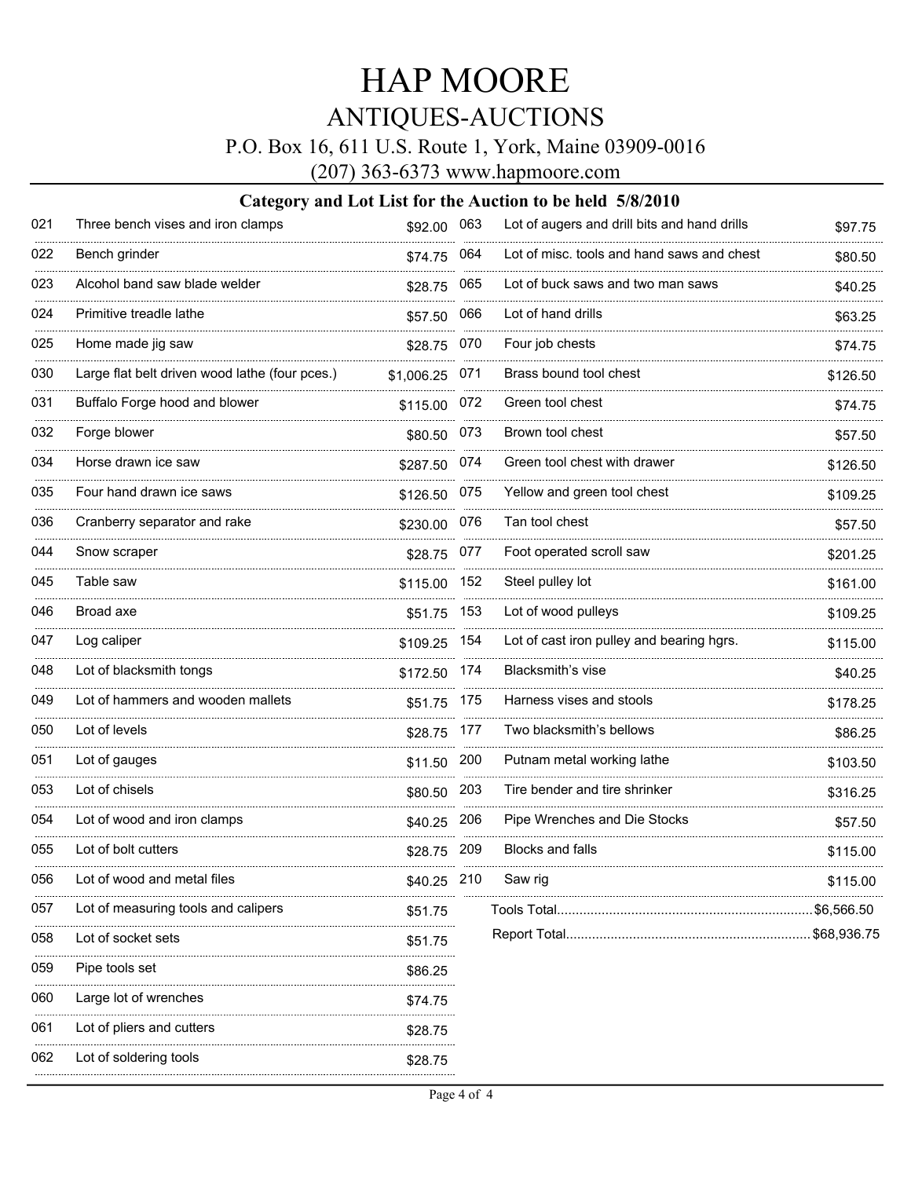# HAP MOORE

## ANTIQUES-AUCTIONS

P.O. Box 16, 611 U.S. Route 1, York, Maine 03909-0016

(207) 363-6373 www.hapmoore.com

### Category and Lot List for the Auction to be held 5/8/2010

| | | |
|---|---|---|
| 021 | Three bench vises and iron clamps | $92.00 |
| 022 | Bench grinder | $74.75 |
| 023 | Alcohol band saw blade welder | $28.75 |
| 024 | Primitive treadle lathe | $57.50 |
| 025 | Home made jig saw | $28.75 |
| 030 | Large flat belt driven wood lathe (four pces.) | $1,006.25 |
| 031 | Buffalo Forge hood and blower | $115.00 |
| 032 | Forge blower | $80.50 |
| 034 | Horse drawn ice saw | $287.50 |
| 035 | Four hand drawn ice saws | $126.50 |
| 036 | Cranberry separator and rake | $230.00 |
| 044 | Snow scraper | $28.75 |
| 045 | Table saw | $115.00 |
| 046 | Broad axe | $51.75 |
| 047 | Log caliper | $109.25 |
| 048 | Lot of blacksmith tongs | $172.50 |
| 049 | Lot of hammers and wooden mallets | $51.75 |
| 050 | Lot of levels | $28.75 |
| 051 | Lot of gauges | $11.50 |
| 053 | Lot of chisels | $80.50 |
| 054 | Lot of wood and iron clamps | $40.25 |
| 055 | Lot of bolt cutters | $28.75 |
| 056 | Lot of wood and metal files | $40.25 |
| 057 | Lot of measuring tools and calipers | $51.75 |
| 058 | Lot of socket sets | $51.75 |
| 059 | Pipe tools set | $86.25 |
| 060 | Large lot of wrenches | $74.75 |
| 061 | Lot of pliers and cutters | $28.75 |
| 062 | Lot of soldering tools | $28.75 |
| 063 | Lot of augers and drill bits and hand drills | $97.75 |
| 064 | Lot of misc. tools and hand saws and chest | $80.50 |
| 065 | Lot of buck saws and two man saws | $40.25 |
| 066 | Lot of hand drills | $63.25 |
| 070 | Four job chests | $74.75 |
| 071 | Brass bound tool chest | $126.50 |
| 072 | Green tool chest | $74.75 |
| 073 | Brown tool chest | $57.50 |
| 074 | Green tool chest with drawer | $126.50 |
| 075 | Yellow and green tool chest | $109.25 |
| 076 | Tan tool chest | $57.50 |
| 077 | Foot operated scroll saw | $201.25 |
| 152 | Steel pulley lot | $161.00 |
| 153 | Lot of wood pulleys | $109.25 |
| 154 | Lot of cast iron pulley and bearing hgrs. | $115.00 |
| 174 | Blacksmith's vise | $40.25 |
| 175 | Harness vises and stools | $178.25 |
| 177 | Two blacksmith's bellows | $86.25 |
| 200 | Putnam metal working lathe | $103.50 |
| 203 | Tire bender and tire shrinker | $316.25 |
| 206 | Pipe Wrenches and Die Stocks | $57.50 |
| 209 | Blocks and falls | $115.00 |
| 210 | Saw rig | $115.00 |

Tools Total.................................................................... $6,566.50

Report Total.................................................................. $68,936.75